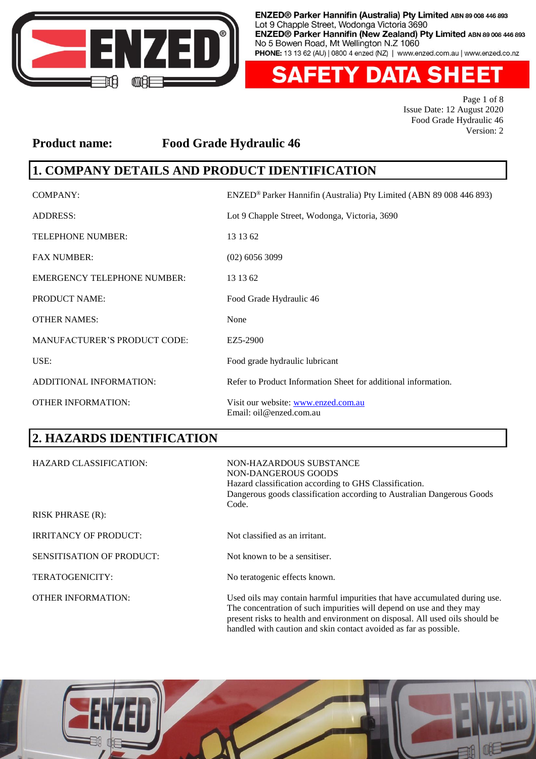ENZED® Parker Hannifin (Australia) Pty Limited ABN 89 008 446 893
Lot 9 Chapple Street, Wodonga Victoria 3690
ENZED® Parker Hannifin (New Zealand) Pty Limited ABN 89 008 446 893
No 5 Bowen Road, Mt Wellington N.Z 1060
PHONE: 13 13 62 (AU) | 0800 4 enzed (NZ) | www.enzed.com.au | www.enzed.co.nz

# SAFETY DATA SHEET

Issue Date: 12 August 2020
Food Grade Hydraulic 46
Version: 2

**Product name: Food Grade Hydraulic 46**

## 1. COMPANY DETAILS AND PRODUCT IDENTIFICATION

| | |
|---|---|
| COMPANY: | ENZED® Parker Hannifin (Australia) Pty Limited (ABN 89 008 446 893) |
| ADDRESS: | Lot 9 Chapple Street, Wodonga, Victoria, 3690 |
| TELEPHONE NUMBER: | 13 13 62 |
| FAX NUMBER: | (02) 6056 3099 |
| EMERGENCY TELEPHONE NUMBER: | 13 13 62 |
| PRODUCT NAME: | Food Grade Hydraulic 46 |
| OTHER NAMES: | None |
| MANUFACTURER'S PRODUCT CODE: | EZ5-2900 |
| USE: | Food grade hydraulic lubricant |
| ADDITIONAL INFORMATION: | Refer to Product Information Sheet for additional information. |
| OTHER INFORMATION: | Visit our website: www.enzed.com.au<br>Email: oil@enzed.com.au |

## 2. HAZARDS IDENTIFICATION

| | |
|---|---|
| HAZARD CLASSIFICATION: | NON-HAZARDOUS SUBSTANCE<br>NON-DANGEROUS GOODS<br>Hazard classification according to GHS Classification.<br>Dangerous goods classification according to Australian Dangerous Goods Code. |
| RISK PHRASE (R): | |
| IRRITANCY OF PRODUCT: | Not classified as an irritant. |
| SENSITISATION OF PRODUCT: | Not known to be a sensitiser. |
| TERATOGENICITY: | No teratogenic effects known. |
| OTHER INFORMATION: | Used oils may contain harmful impurities that have accumulated during use. The concentration of such impurities will depend on use and they may present risks to health and environment on disposal. All used oils should be handled with caution and skin contact avoided as far as possible. |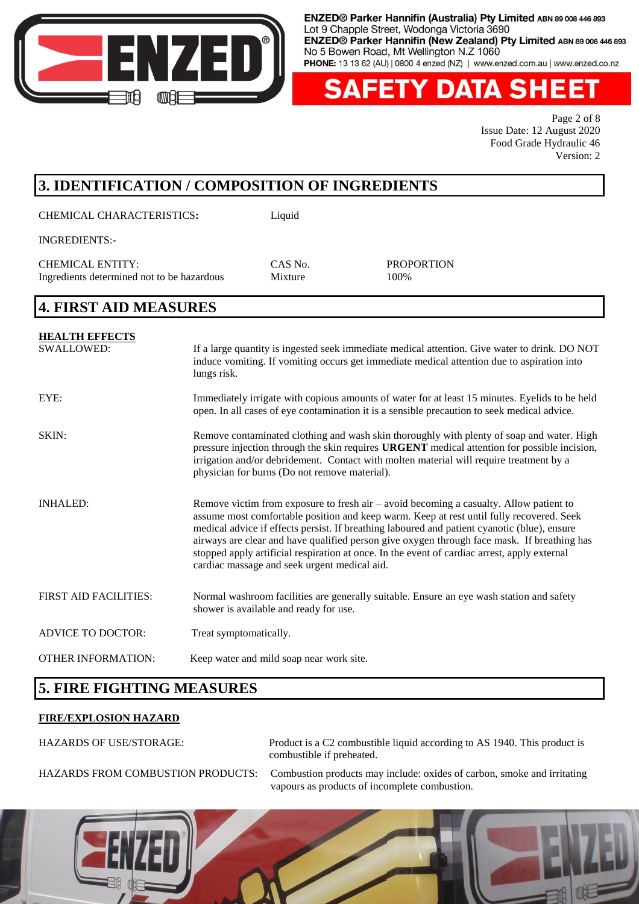## 3. IDENTIFICATION / COMPOSITION OF INGREDIENTS

CHEMICAL CHARACTERISTICS: Liquid

INGREDIENTS:-

| CHEMICAL ENTITY: | CAS No. | PROPORTION |
|---|---|---|
| Ingredients determined not to be hazardous | Mixture | 100% |

## 4. FIRST AID MEASURES

**HEALTH EFFECTS**

SWALLOWED: If a large quantity is ingested seek immediate medical attention. Give water to drink. DO NOT induce vomiting. If vomiting occurs get immediate medical attention due to aspiration into lungs risk.

EYE: Immediately irrigate with copious amounts of water for at least 15 minutes. Eyelids to be held open. In all cases of eye contamination it is a sensible precaution to seek medical advice.

SKIN: Remove contaminated clothing and wash skin thoroughly with plenty of soap and water. High pressure injection through the skin requires **URGENT** medical attention for possible incision, irrigation and/or debridement. Contact with molten material will require treatment by a physician for burns (Do not remove material).

INHALED: Remove victim from exposure to fresh air – avoid becoming a casualty. Allow patient to assume most comfortable position and keep warm. Keep at rest until fully recovered. Seek medical advice if effects persist. If breathing laboured and patient cyanotic (blue), ensure airways are clear and have qualified person give oxygen through face mask. If breathing has stopped apply artificial respiration at once. In the event of cardiac arrest, apply external cardiac massage and seek urgent medical aid.

FIRST AID FACILITIES: Normal washroom facilities are generally suitable. Ensure an eye wash station and safety shower is available and ready for use.

ADVICE TO DOCTOR: Treat symptomatically.

OTHER INFORMATION: Keep water and mild soap near work site.

## 5. FIRE FIGHTING MEASURES

**FIRE/EXPLOSION HAZARD**

HAZARDS OF USE/STORAGE: Product is a C2 combustible liquid according to AS 1940. This product is combustible if preheated.

HAZARDS FROM COMBUSTION PRODUCTS: Combustion products may include: oxides of carbon, smoke and irritating vapours as products of incomplete combustion.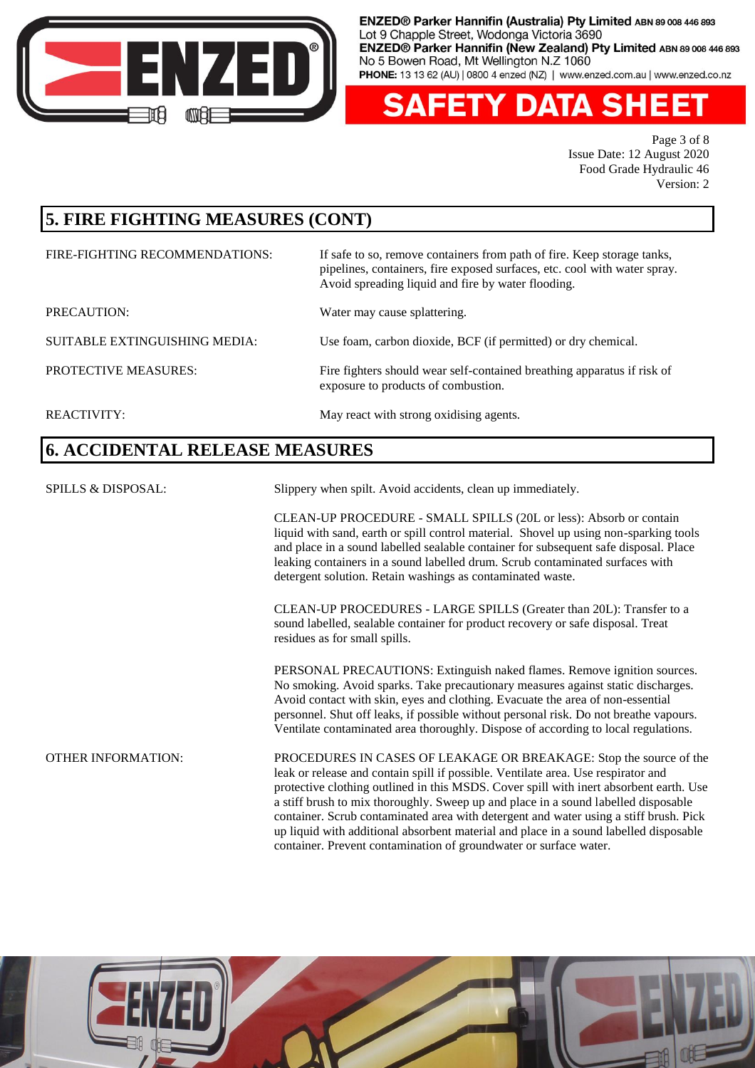## 5. FIRE FIGHTING MEASURES (CONT)

| | |
|---|---|
| FIRE-FIGHTING RECOMMENDATIONS: | If safe to so, remove containers from path of fire. Keep storage tanks, pipelines, containers, fire exposed surfaces, etc. cool with water spray. Avoid spreading liquid and fire by water flooding. |
| PRECAUTION: | Water may cause splattering. |
| SUITABLE EXTINGUISHING MEDIA: | Use foam, carbon dioxide, BCF (if permitted) or dry chemical. |
| PROTECTIVE MEASURES: | Fire fighters should wear self-contained breathing apparatus if risk of exposure to products of combustion. |
| REACTIVITY: | May react with strong oxidising agents. |

## 6. ACCIDENTAL RELEASE MEASURES

**SPILLS & DISPOSAL:**

Slippery when spilt. Avoid accidents, clean up immediately.

CLEAN-UP PROCEDURE - SMALL SPILLS (20L or less): Absorb or contain liquid with sand, earth or spill control material. Shovel up using non-sparking tools and place in a sound labelled sealable container for subsequent safe disposal. Place leaking containers in a sound labelled drum. Scrub contaminated surfaces with detergent solution. Retain washings as contaminated waste.

CLEAN-UP PROCEDURES - LARGE SPILLS (Greater than 20L): Transfer to a sound labelled, sealable container for product recovery or safe disposal. Treat residues as for small spills.

PERSONAL PRECAUTIONS: Extinguish naked flames. Remove ignition sources. No smoking. Avoid sparks. Take precautionary measures against static discharges. Avoid contact with skin, eyes and clothing. Evacuate the area of non-essential personnel. Shut off leaks, if possible without personal risk. Do not breathe vapours. Ventilate contaminated area thoroughly. Dispose of according to local regulations.

**OTHER INFORMATION:**

PROCEDURES IN CASES OF LEAKAGE OR BREAKAGE: Stop the source of the leak or release and contain spill if possible. Ventilate area. Use respirator and protective clothing outlined in this MSDS. Cover spill with inert absorbent earth. Use a stiff brush to mix thoroughly. Sweep up and place in a sound labelled disposable container. Scrub contaminated area with detergent and water using a stiff brush. Pick up liquid with additional absorbent material and place in a sound labelled disposable container. Prevent contamination of groundwater or surface water.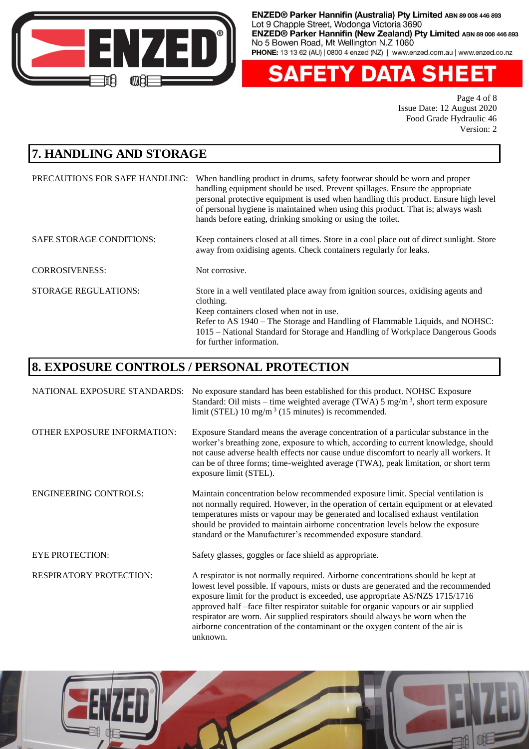## 7. HANDLING AND STORAGE

PRECAUTIONS FOR SAFE HANDLING: When handling product in drums, safety footwear should be worn and proper handling equipment should be used. Prevent spillages. Ensure the appropriate personal protective equipment is used when handling this product. Ensure high level of personal hygiene is maintained when using this product. That is; always wash hands before eating, drinking smoking or using the toilet.

SAFE STORAGE CONDITIONS: Keep containers closed at all times. Store in a cool place out of direct sunlight. Store away from oxidising agents. Check containers regularly for leaks.

CORROSIVENESS: Not corrosive.

STORAGE REGULATIONS: Store in a well ventilated place away from ignition sources, oxidising agents and clothing.
Keep containers closed when not in use.
Refer to AS 1940 – The Storage and Handling of Flammable Liquids, and NOHSC: 1015 – National Standard for Storage and Handling of Workplace Dangerous Goods for further information.

## 8. EXPOSURE CONTROLS / PERSONAL PROTECTION

NATIONAL EXPOSURE STANDARDS: No exposure standard has been established for this product. NOHSC Exposure Standard: Oil mists – time weighted average (TWA) 5 $mg/m^3$, short term exposure limit (STEL) 10 $mg/m^3$ (15 minutes) is recommended.

OTHER EXPOSURE INFORMATION: Exposure Standard means the average concentration of a particular substance in the worker's breathing zone, exposure to which, according to current knowledge, should not cause adverse health effects nor cause undue discomfort to nearly all workers. It can be of three forms; time-weighted average (TWA), peak limitation, or short term exposure limit (STEL).

ENGINEERING CONTROLS: Maintain concentration below recommended exposure limit. Special ventilation is not normally required. However, in the operation of certain equipment or at elevated temperatures mists or vapour may be generated and localised exhaust ventilation should be provided to maintain airborne concentration levels below the exposure standard or the Manufacturer's recommended exposure standard.

EYE PROTECTION: Safety glasses, goggles or face shield as appropriate.

RESPIRATORY PROTECTION: A respirator is not normally required. Airborne concentrations should be kept at lowest level possible. If vapours, mists or dusts are generated and the recommended exposure limit for the product is exceeded, use appropriate AS/NZS 1715/1716 approved half –face filter respirator suitable for organic vapours or air supplied respirator are worn. Air supplied respirators should always be worn when the airborne concentration of the contaminant or the oxygen content of the air is unknown.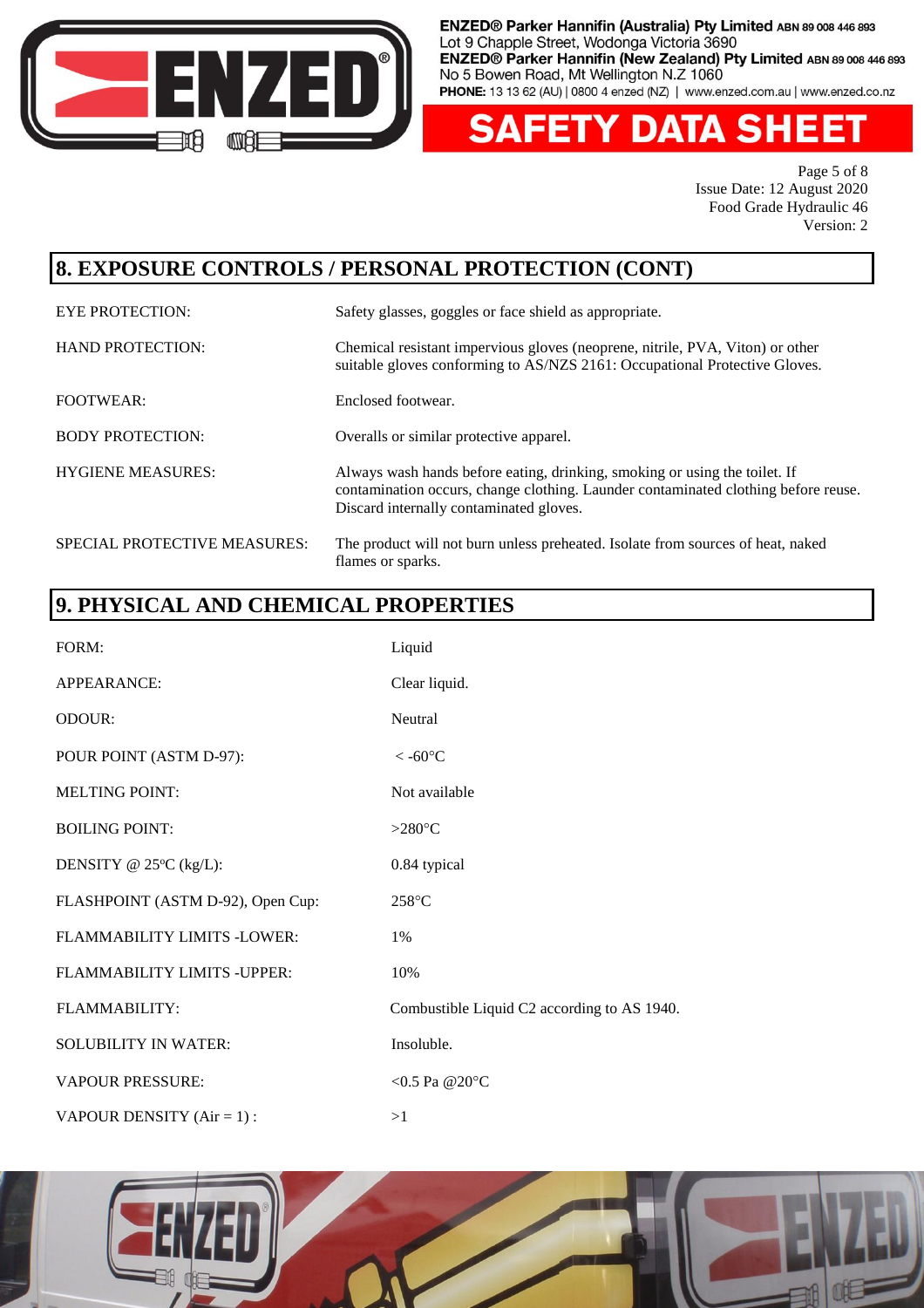## 8. EXPOSURE CONTROLS / PERSONAL PROTECTION (CONT)

| | |
|---|---|
| EYE PROTECTION: | Safety glasses, goggles or face shield as appropriate. |
| HAND PROTECTION: | Chemical resistant impervious gloves (neoprene, nitrile, PVA, Viton) or other suitable gloves conforming to AS/NZS 2161: Occupational Protective Gloves. |
| FOOTWEAR: | Enclosed footwear. |
| BODY PROTECTION: | Overalls or similar protective apparel. |
| HYGIENE MEASURES: | Always wash hands before eating, drinking, smoking or using the toilet. If contamination occurs, change clothing. Launder contaminated clothing before reuse. Discard internally contaminated gloves. |
| SPECIAL PROTECTIVE MEASURES: | The product will not burn unless preheated. Isolate from sources of heat, naked flames or sparks. |

## 9. PHYSICAL AND CHEMICAL PROPERTIES

| | |
|---|---|
| FORM: | Liquid |
| APPEARANCE: | Clear liquid. |
| ODOUR: | Neutral |
| POUR POINT (ASTM D-97): | < -60°C |
| MELTING POINT: | Not available |
| BOILING POINT: | >280°C |
| DENSITY @ 25ºC (kg/L): | 0.84 typical |
| FLASHPOINT (ASTM D-92), Open Cup: | 258°C |
| FLAMMABILITY LIMITS -LOWER: | 1% |
| FLAMMABILITY LIMITS -UPPER: | 10% |
| FLAMMABILITY: | Combustible Liquid C2 according to AS 1940. |
| SOLUBILITY IN WATER: | Insoluble. |
| VAPOUR PRESSURE: | <0.5 Pa @20°C |
| VAPOUR DENSITY (Air = 1) : | >1 |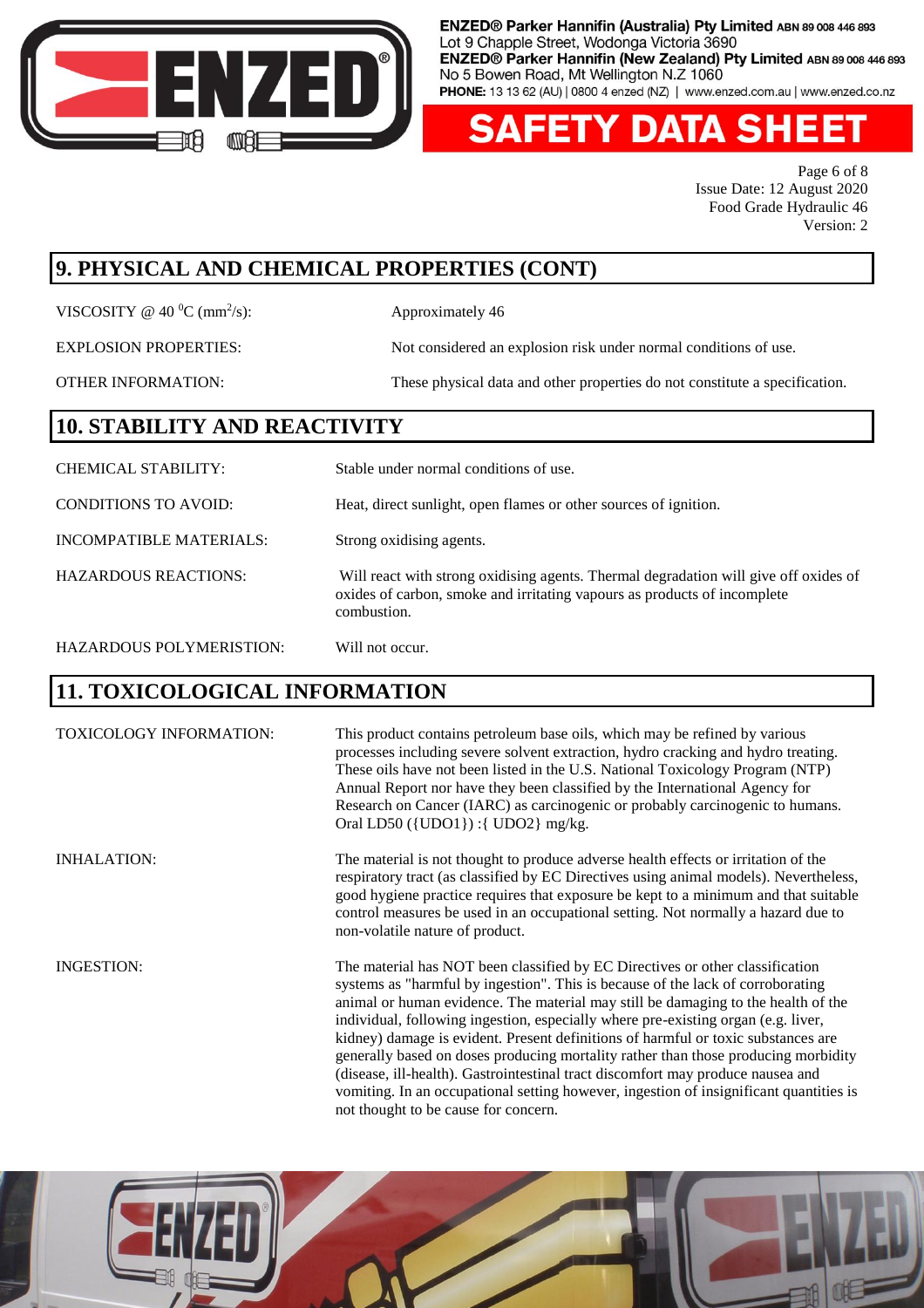## 9. PHYSICAL AND CHEMICAL PROPERTIES (CONT)

| | |
|---|---|
| VISCOSITY @ 40 $^0$C (mm$^2$/s): | Approximately 46 |
| EXPLOSION PROPERTIES: | Not considered an explosion risk under normal conditions of use. |
| OTHER INFORMATION: | These physical data and other properties do not constitute a specification. |

## 10. STABILITY AND REACTIVITY

| | |
|---|---|
| CHEMICAL STABILITY: | Stable under normal conditions of use. |
| CONDITIONS TO AVOID: | Heat, direct sunlight, open flames or other sources of ignition. |
| INCOMPATIBLE MATERIALS: | Strong oxidising agents. |
| HAZARDOUS REACTIONS: | Will react with strong oxidising agents. Thermal degradation will give off oxides of oxides of carbon, smoke and irritating vapours as products of incomplete combustion. |
| HAZARDOUS POLYMERISTION: | Will not occur. |

## 11. TOXICOLOGICAL INFORMATION

| | |
|---|---|
| TOXICOLOGY INFORMATION: | This product contains petroleum base oils, which may be refined by various processes including severe solvent extraction, hydro cracking and hydro treating. These oils have not been listed in the U.S. National Toxicology Program (NTP) Annual Report nor have they been classified by the International Agency for Research on Cancer (IARC) as carcinogenic or probably carcinogenic to humans. Oral LD50 ({UDO1}) :{ UDO2} mg/kg. |
| INHALATION: | The material is not thought to produce adverse health effects or irritation of the respiratory tract (as classified by EC Directives using animal models). Nevertheless, good hygiene practice requires that exposure be kept to a minimum and that suitable control measures be used in an occupational setting. Not normally a hazard due to non-volatile nature of product. |
| INGESTION: | The material has NOT been classified by EC Directives or other classification systems as "harmful by ingestion". This is because of the lack of corroborating animal or human evidence. The material may still be damaging to the health of the individual, following ingestion, especially where pre-existing organ (e.g. liver, kidney) damage is evident. Present definitions of harmful or toxic substances are generally based on doses producing mortality rather than those producing morbidity (disease, ill-health). Gastrointestinal tract discomfort may produce nausea and vomiting. In an occupational setting however, ingestion of insignificant quantities is not thought to be cause for concern. |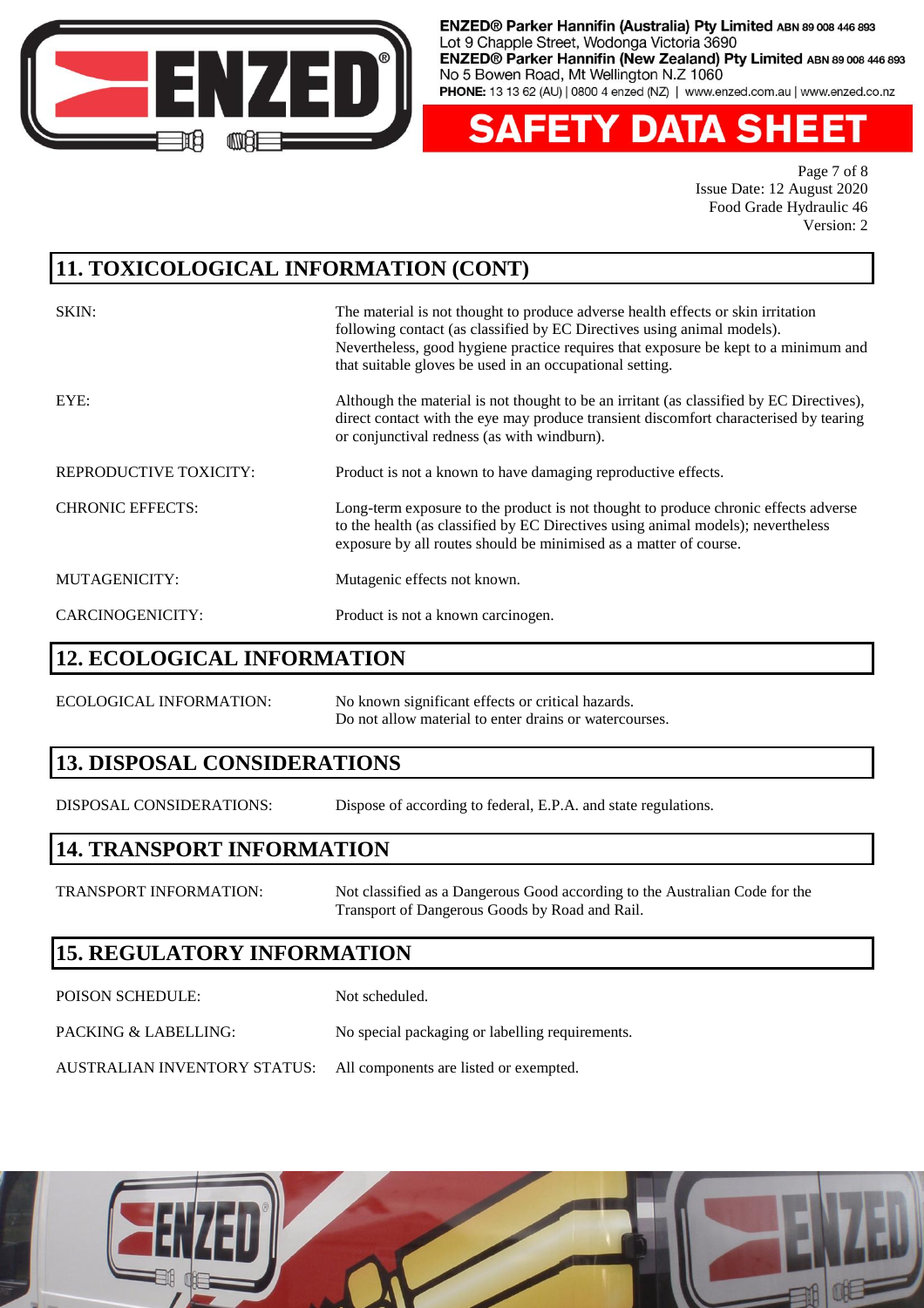## 11. TOXICOLOGICAL INFORMATION (CONT)

| | |
|---|---|
| SKIN: | The material is not thought to produce adverse health effects or skin irritation following contact (as classified by EC Directives using animal models). Nevertheless, good hygiene practice requires that exposure be kept to a minimum and that suitable gloves be used in an occupational setting. |
| EYE: | Although the material is not thought to be an irritant (as classified by EC Directives), direct contact with the eye may produce transient discomfort characterised by tearing or conjunctival redness (as with windburn). |
| REPRODUCTIVE TOXICITY: | Product is not a known to have damaging reproductive effects. |
| CHRONIC EFFECTS: | Long-term exposure to the product is not thought to produce chronic effects adverse to the health (as classified by EC Directives using animal models); nevertheless exposure by all routes should be minimised as a matter of course. |
| MUTAGENICITY: | Mutagenic effects not known. |
| CARCINOGENICITY: | Product is not a known carcinogen. |

## 12. ECOLOGICAL INFORMATION

| | |
|---|---|
| ECOLOGICAL INFORMATION: | No known significant effects or critical hazards. Do not allow material to enter drains or watercourses. |

## 13. DISPOSAL CONSIDERATIONS

| | |
|---|---|
| DISPOSAL CONSIDERATIONS: | Dispose of according to federal, E.P.A. and state regulations. |

## 14. TRANSPORT INFORMATION

| | |
|---|---|
| TRANSPORT INFORMATION: | Not classified as a Dangerous Good according to the Australian Code for the Transport of Dangerous Goods by Road and Rail. |

## 15. REGULATORY INFORMATION

| | |
|---|---|
| POISON SCHEDULE: | Not scheduled. |
| PACKING & LABELLING: | No special packaging or labelling requirements. |
| AUSTRALIAN INVENTORY STATUS: | All components are listed or exempted. |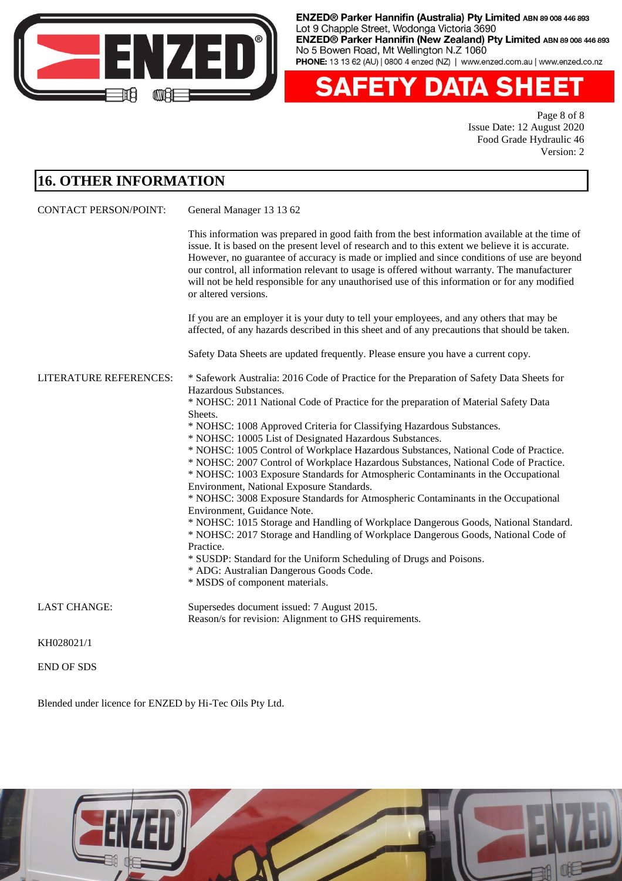## 16. OTHER INFORMATION

CONTACT PERSON/POINT: General Manager 13 13 62

This information was prepared in good faith from the best information available at the time of issue. It is based on the present level of research and to this extent we believe it is accurate. However, no guarantee of accuracy is made or implied and since conditions of use are beyond our control, all information relevant to usage is offered without warranty. The manufacturer will not be held responsible for any unauthorised use of this information or for any modified or altered versions.

If you are an employer it is your duty to tell your employees, and any others that may be affected, of any hazards described in this sheet and of any precautions that should be taken.

Safety Data Sheets are updated frequently. Please ensure you have a current copy.

LITERATURE REFERENCES:

* Safework Australia: 2016 Code of Practice for the Preparation of Safety Data Sheets for Hazardous Substances.
* NOHSC: 2011 National Code of Practice for the preparation of Material Safety Data Sheets.
* NOHSC: 1008 Approved Criteria for Classifying Hazardous Substances.
* NOHSC: 10005 List of Designated Hazardous Substances.
* NOHSC: 1005 Control of Workplace Hazardous Substances, National Code of Practice.
* NOHSC: 2007 Control of Workplace Hazardous Substances, National Code of Practice.
* NOHSC: 1003 Exposure Standards for Atmospheric Contaminants in the Occupational Environment, National Exposure Standards.
* NOHSC: 3008 Exposure Standards for Atmospheric Contaminants in the Occupational Environment, Guidance Note.
* NOHSC: 1015 Storage and Handling of Workplace Dangerous Goods, National Standard.
* NOHSC: 2017 Storage and Handling of Workplace Dangerous Goods, National Code of Practice.
* SUSDP: Standard for the Uniform Scheduling of Drugs and Poisons.
* ADG: Australian Dangerous Goods Code.
* MSDS of component materials.

LAST CHANGE: Supersedes document issued: 7 August 2015.
Reason/s for revision: Alignment to GHS requirements.

KH028021/1

END OF SDS

Blended under licence for ENZED by Hi-Tec Oils Pty Ltd.